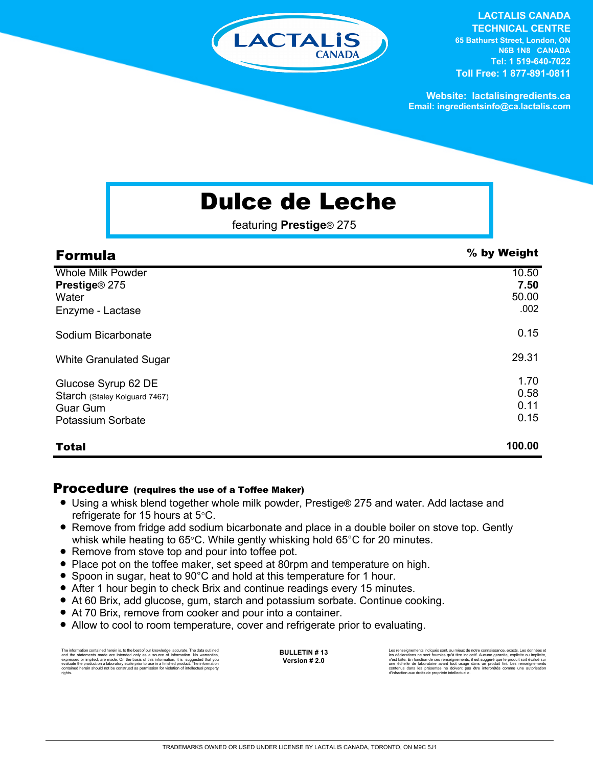LACTALIS CANADA
TECHNICAL CENTRE
65 Bathurst Street, London, ON
N6B 1N8 CANADA
Tel: 1 519-640-7022
Toll Free: 1 877-891-0811

Website: lactalisingredients.ca
Email: ingredientsinfo@ca.lactalis.com

# Dulce de Leche

featuring **Prestige**® 275

| **Formula** | **% by Weight** |
|---|---|
| Whole Milk Powder | 10.50 |
| **Prestige**® 275 | **7.50** |
| Water | 50.00 |
| Enzyme - Lactase | .002 |
| Sodium Bicarbonate | 0.15 |
| White Granulated Sugar | 29.31 |
| Glucose Syrup 62 DE | 1.70 |
| Starch (Staley Kolguard 7467) | 0.58 |
| Guar Gum | 0.11 |
| Potassium Sorbate | 0.15 |
| **Total** | **100.00** |

## Procedure (requires the use of a Toffee Maker)

- Using a whisk blend together whole milk powder, Prestige® 275 and water. Add lactase and refrigerate for 15 hours at 5°C.
- Remove from fridge add sodium bicarbonate and place in a double boiler on stove top. Gently whisk while heating to 65°C. While gently whisking hold 65°C for 20 minutes.
- Remove from stove top and pour into toffee pot.
- Place pot on the toffee maker, set speed at 80rpm and temperature on high.
- Spoon in sugar, heat to 90°C and hold at this temperature for 1 hour.
- After 1 hour begin to check Brix and continue readings every 15 minutes.
- At 60 Brix, add glucose, gum, starch and potassium sorbate. Continue cooking.
- At 70 Brix, remove from cooker and pour into a container.
- Allow to cool to room temperature, cover and refrigerate prior to evaluating.

The information contained herein is, to the best of our knowledge, accurate. The data outlined and the statements made are intended only as a source of information. No warranties, expressed or implied, are made. On the basis of this information, it is suggested that you evaluate the product on a laboratory scale prior to use in a finished product. The information contained herein should not be construed as permission for violation of intellectual property rights.

**BULLETIN # 13**
**Version # 2.0**

Les renseignements indiqués sont, au mieux de notre connaissance, exacts. Les données et les déclarations ne sont fournies qu'à titre indicatif. Aucune garantie, explicite ou implicite, n'est faite. En fonction de ces renseignements, il est suggéré que le produit soit évalué sur une échelle de laboratoire avant tout usage dans un produit fini. Les renseignements contenus dans les présentes ne doivent pas être interprétés comme une autorisation d'infraction aux droits de propriété intellectuelle.

TRADEMARKS OWNED OR USED UNDER LICENSE BY LACTALIS CANADA, TORONTO, ON M9C 5J1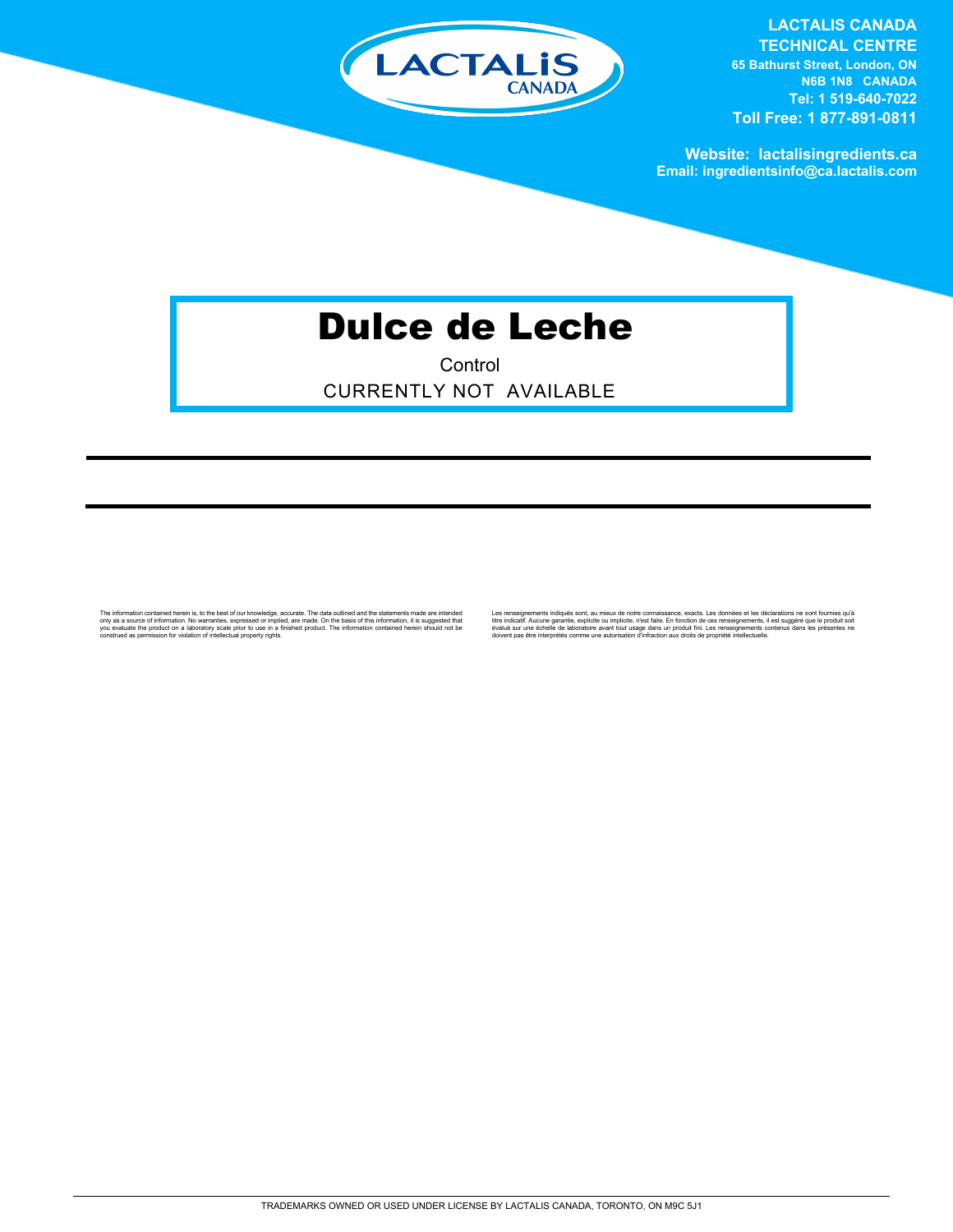**LACTALIS CANADA**
**TECHNICAL CENTRE**
**65 Bathurst Street, London, ON**
**N6B 1N8 CANADA**
**Tel: 1 519-640-7022**
**Toll Free: 1 877-891-0811**

**Website: lactalisingredients.ca**
**Email: ingredientsinfo@ca.lactalis.com**

# Dulce de Leche

Control

CURRENTLY NOT AVAILABLE

---

---

The information contained herein is, to the best of our knowledge, accurate. The data outlined and the statements made are intended only as a source of information. No warranties, expressed or implied, are made. On the basis of this information, it is suggested that you evaluate the product on a laboratory scale prior to use in a finished product. The information contained herein should not be construed as permission for violation of intellectual property rights.

Les renseignements indiqués sont, au mieux de notre connaissance, exacts. Les données et les déclarations ne sont fournies qu'à titre indicatif. Aucune garantie, explicite ou implicite, n'est faite. En fonction de ces renseignements, il est suggéré que le produit soit évalué sur une échelle de laboratoire avant tout usage dans un produit fini. Les renseignements contenus dans les présentes ne doivent pas être interprétés comme une autorisation d'infraction aux droits de propriété intellectuelle.

TRADEMARKS OWNED OR USED UNDER LICENSE BY LACTALIS CANADA, TORONTO, ON M9C 5J1